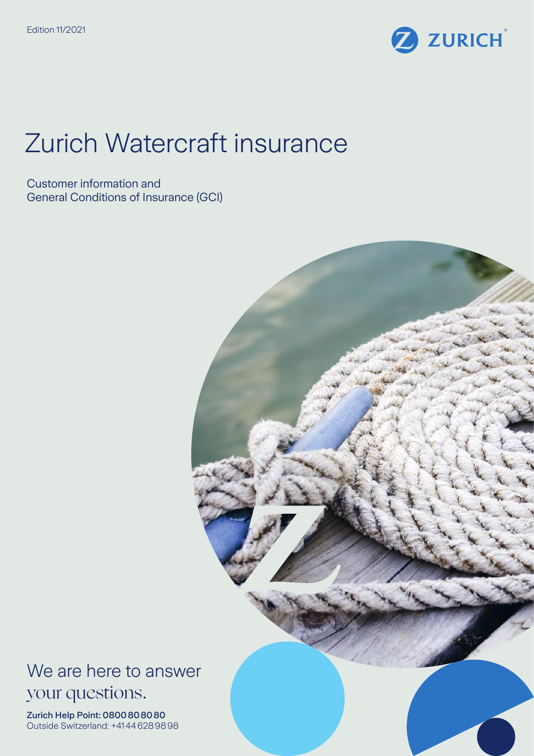Edition 11/2021

ZURICH

# Zurich Watercraft insurance

Customer information and
General Conditions of Insurance (GCI)

We are here to answer
your questions.

**Zurich Help Point: 0800 80 80 80**
Outside Switzerland: +41 44 628 98 98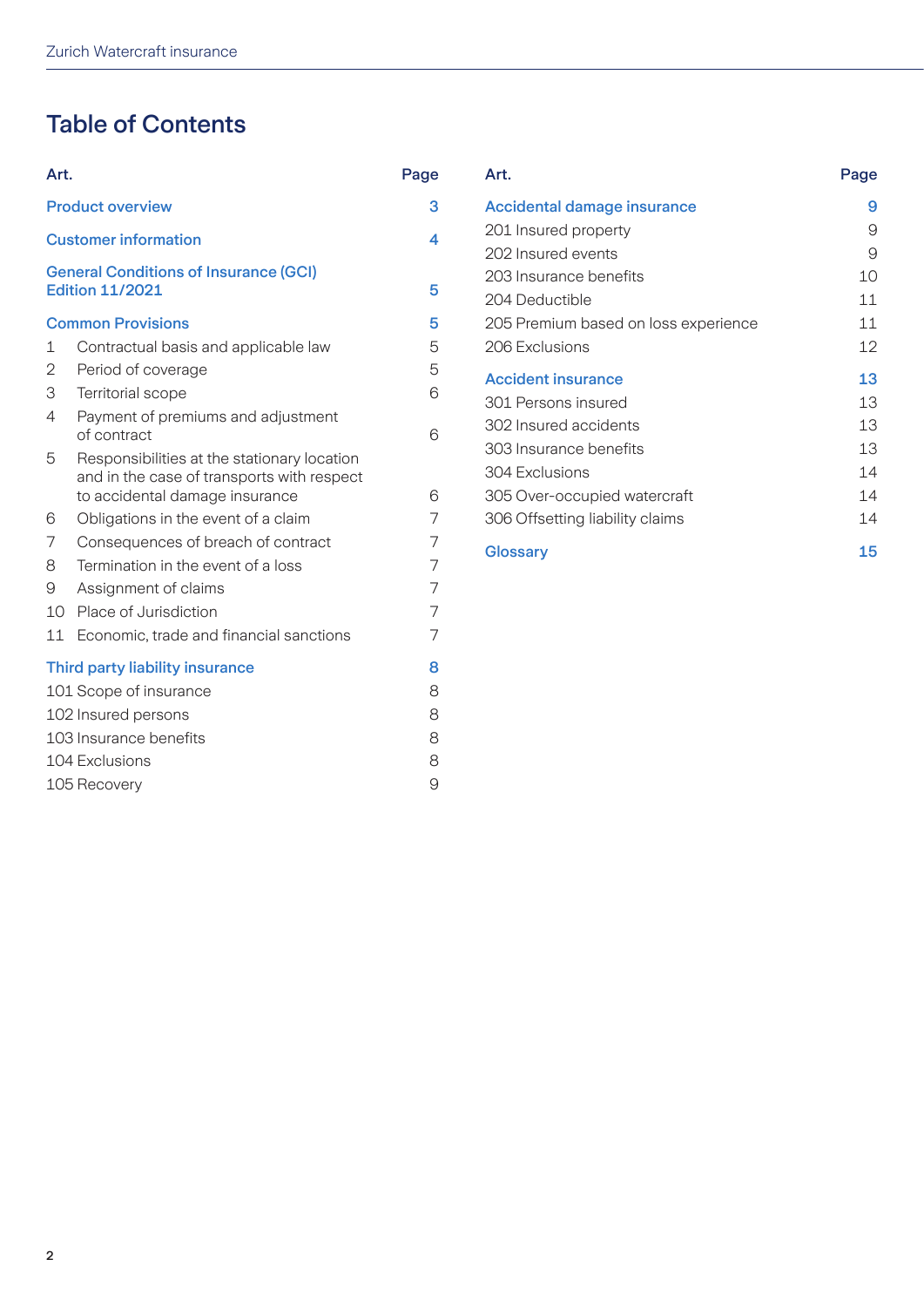# Table of Contents

| Art. | Page |
|---|---|
| **Product overview** | **3** |
| **Customer information** | **4** |
| **General Conditions of Insurance (GCI) Edition 11/2021** | **5** |
| **Common Provisions** | **5** |
| 1 Contractual basis and applicable law | 5 |
| 2 Period of coverage | 5 |
| 3 Territorial scope | 6 |
| 4 Payment of premiums and adjustment of contract | 6 |
| 5 Responsibilities at the stationary location and in the case of transports with respect to accidental damage insurance | 6 |
| 6 Obligations in the event of a claim | 7 |
| 7 Consequences of breach of contract | 7 |
| 8 Termination in the event of a loss | 7 |
| 9 Assignment of claims | 7 |
| 10 Place of Jurisdiction | 7 |
| 11 Economic, trade and financial sanctions | 7 |
| **Third party liability insurance** | **8** |
| 101 Scope of insurance | 8 |
| 102 Insured persons | 8 |
| 103 Insurance benefits | 8 |
| 104 Exclusions | 8 |
| 105 Recovery | 9 |
| **Accidental damage insurance** | **9** |
| 201 Insured property | 9 |
| 202 Insured events | 9 |
| 203 Insurance benefits | 10 |
| 204 Deductible | 11 |
| 205 Premium based on loss experience | 11 |
| 206 Exclusions | 12 |
| **Accident insurance** | **13** |
| 301 Persons insured | 13 |
| 302 Insured accidents | 13 |
| 303 Insurance benefits | 13 |
| 304 Exclusions | 14 |
| 305 Over-occupied watercraft | 14 |
| 306 Offsetting liability claims | 14 |
| **Glossary** | **15** |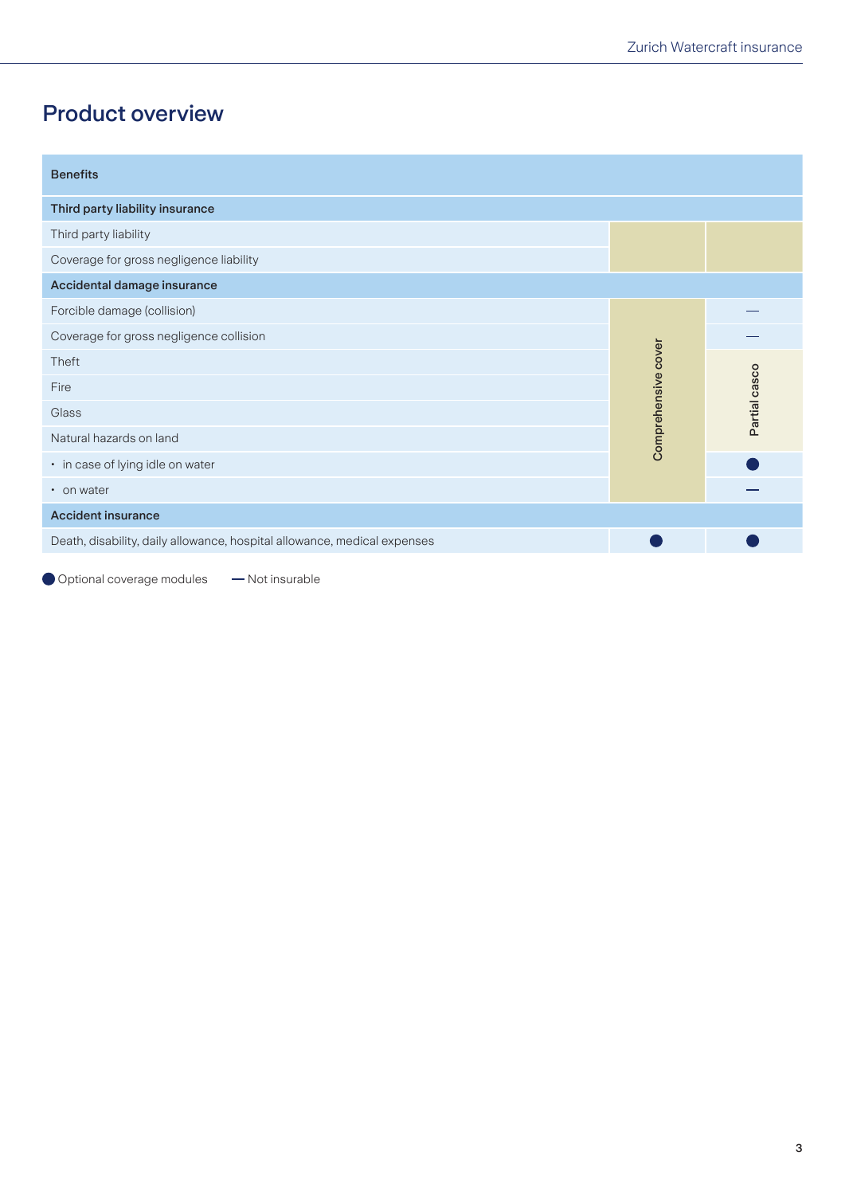# Product overview

| Benefits | Comprehensive cover | Partial casco |
|---|---|---|
| **Third party liability insurance** | | |
| Third party liability | ✓ (included) | ✓ (included) |
| Coverage for gross negligence liability | ✓ (included) | ✓ (included) |
| **Accidental damage insurance** | | |
| Forcible damage (collision) | Comprehensive cover | — |
| Coverage for gross negligence collision | Comprehensive cover | — |
| Theft | Comprehensive cover | Partial casco |
| Fire | Comprehensive cover | Partial casco |
| Glass | Comprehensive cover | Partial casco |
| Natural hazards on land | Comprehensive cover | Partial casco |
| • in case of lying idle on water | Comprehensive cover | ● |
| • on water | Comprehensive cover | — |
| **Accident insurance** | | |
| Death, disability, daily allowance, hospital allowance, medical expenses | ● | ● |

● Optional coverage modules — Not insurable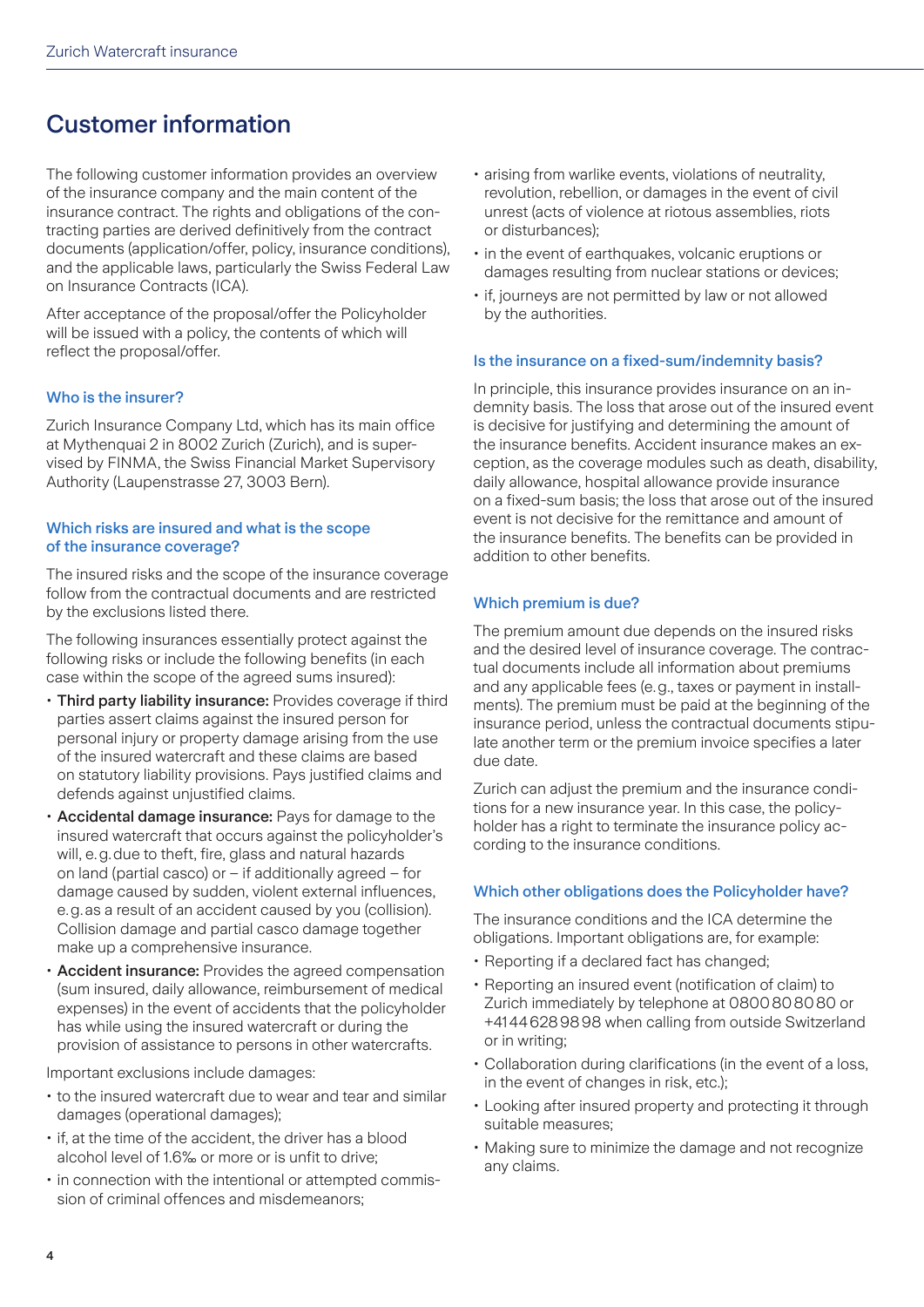# Customer information

The following customer information provides an overview of the insurance company and the main content of the insurance contract. The rights and obligations of the contracting parties are derived definitively from the contract documents (application/offer, policy, insurance conditions), and the applicable laws, particularly the Swiss Federal Law on Insurance Contracts (ICA).

After acceptance of the proposal/offer the Policyholder will be issued with a policy, the contents of which will reflect the proposal/offer.

### Who is the insurer?

Zurich Insurance Company Ltd, which has its main office at Mythenquai 2 in 8002 Zurich (Zurich), and is supervised by FINMA, the Swiss Financial Market Supervisory Authority (Laupenstrasse 27, 3003 Bern).

### Which risks are insured and what is the scope of the insurance coverage?

The insured risks and the scope of the insurance coverage follow from the contractual documents and are restricted by the exclusions listed there.

The following insurances essentially protect against the following risks or include the following benefits (in each case within the scope of the agreed sums insured):

- **Third party liability insurance:** Provides coverage if third parties assert claims against the insured person for personal injury or property damage arising from the use of the insured watercraft and these claims are based on statutory liability provisions. Pays justified claims and defends against unjustified claims.
- **Accidental damage insurance:** Pays for damage to the insured watercraft that occurs against the policyholder's will, e.g. due to theft, fire, glass and natural hazards on land (partial casco) or – if additionally agreed – for damage caused by sudden, violent external influences, e.g. as a result of an accident caused by you (collision). Collision damage and partial casco damage together make up a comprehensive insurance.
- **Accident insurance:** Provides the agreed compensation (sum insured, daily allowance, reimbursement of medical expenses) in the event of accidents that the policyholder has while using the insured watercraft or during the provision of assistance to persons in other watercrafts.

Important exclusions include damages:

- to the insured watercraft due to wear and tear and similar damages (operational damages);
- if, at the time of the accident, the driver has a blood alcohol level of 1.6‰ or more or is unfit to drive;
- in connection with the intentional or attempted commission of criminal offences and misdemeanors;
- arising from warlike events, violations of neutrality, revolution, rebellion, or damages in the event of civil unrest (acts of violence at riotous assemblies, riots or disturbances);
- in the event of earthquakes, volcanic eruptions or damages resulting from nuclear stations or devices;
- if, journeys are not permitted by law or not allowed by the authorities.

### Is the insurance on a fixed-sum/indemnity basis?

In principle, this insurance provides insurance on an indemnity basis. The loss that arose out of the insured event is decisive for justifying and determining the amount of the insurance benefits. Accident insurance makes an exception, as the coverage modules such as death, disability, daily allowance, hospital allowance provide insurance on a fixed-sum basis; the loss that arose out of the insured event is not decisive for the remittance and amount of the insurance benefits. The benefits can be provided in addition to other benefits.

### Which premium is due?

The premium amount due depends on the insured risks and the desired level of insurance coverage. The contractual documents include all information about premiums and any applicable fees (e.g., taxes or payment in installments). The premium must be paid at the beginning of the insurance period, unless the contractual documents stipulate another term or the premium invoice specifies a later due date.

Zurich can adjust the premium and the insurance conditions for a new insurance year. In this case, the policyholder has a right to terminate the insurance policy according to the insurance conditions.

### Which other obligations does the Policyholder have?

The insurance conditions and the ICA determine the obligations. Important obligations are, for example:

- Reporting if a declared fact has changed;
- Reporting an insured event (notification of claim) to Zurich immediately by telephone at 0800 80 80 80 or +41 44 628 98 98 when calling from outside Switzerland or in writing;
- Collaboration during clarifications (in the event of a loss, in the event of changes in risk, etc.);
- Looking after insured property and protecting it through suitable measures;
- Making sure to minimize the damage and not recognize any claims.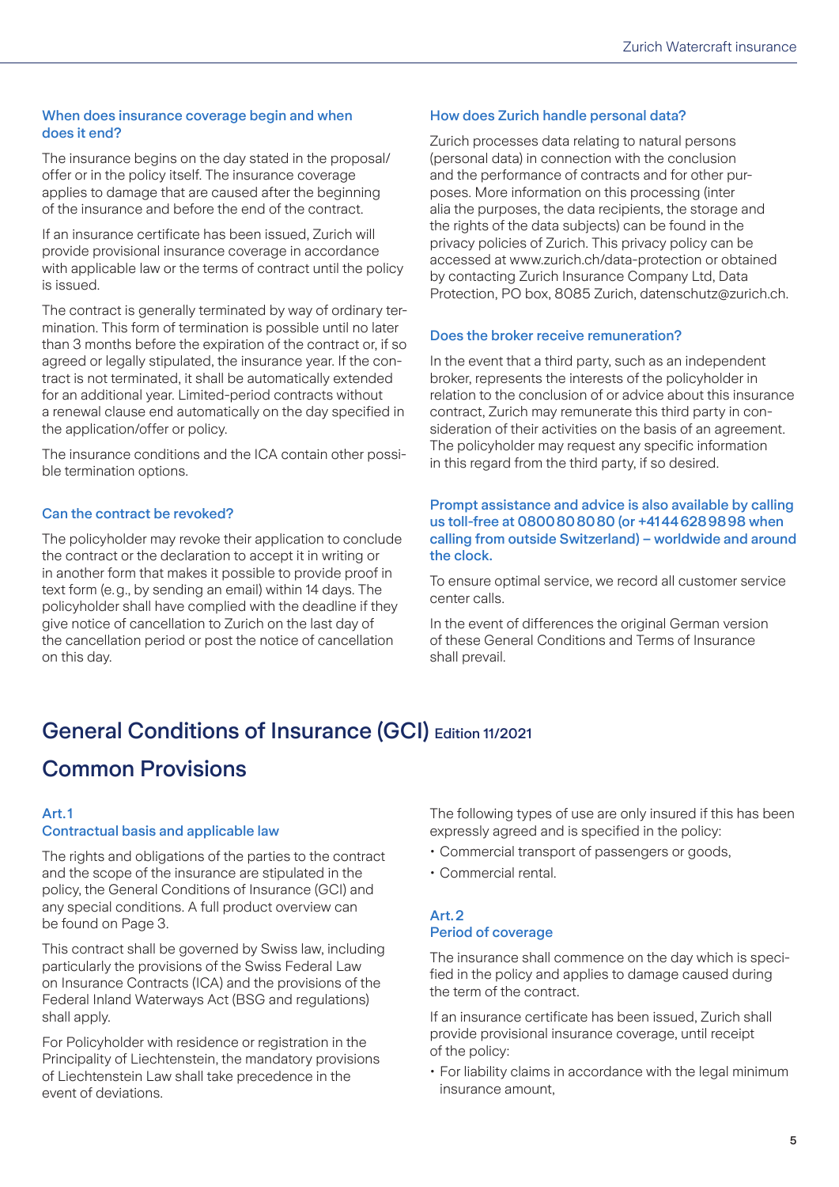### When does insurance coverage begin and when does it end?

The insurance begins on the day stated in the proposal/offer or in the policy itself. The insurance coverage applies to damage that are caused after the beginning of the insurance and before the end of the contract.

If an insurance certificate has been issued, Zurich will provide provisional insurance coverage in accordance with applicable law or the terms of contract until the policy is issued.

The contract is generally terminated by way of ordinary termination. This form of termination is possible until no later than 3 months before the expiration of the contract or, if so agreed or legally stipulated, the insurance year. If the contract is not terminated, it shall be automatically extended for an additional year. Limited-period contracts without a renewal clause end automatically on the day specified in the application/offer or policy.

The insurance conditions and the ICA contain other possible termination options.

### Can the contract be revoked?

The policyholder may revoke their application to conclude the contract or the declaration to accept it in writing or in another form that makes it possible to provide proof in text form (e.g., by sending an email) within 14 days. The policyholder shall have complied with the deadline if they give notice of cancellation to Zurich on the last day of the cancellation period or post the notice of cancellation on this day.

### How does Zurich handle personal data?

Zurich processes data relating to natural persons (personal data) in connection with the conclusion and the performance of contracts and for other purposes. More information on this processing (inter alia the purposes, the data recipients, the storage and the rights of the data subjects) can be found in the privacy policies of Zurich. This privacy policy can be accessed at www.zurich.ch/data-protection or obtained by contacting Zurich Insurance Company Ltd, Data Protection, PO box, 8085 Zurich, datenschutz@zurich.ch.

### Does the broker receive remuneration?

In the event that a third party, such as an independent broker, represents the interests of the policyholder in relation to the conclusion of or advice about this insurance contract, Zurich may remunerate this third party in consideration of their activities on the basis of an agreement. The policyholder may request any specific information in this regard from the third party, if so desired.

### Prompt assistance and advice is also available by calling us toll-free at 0800 80 80 80 (or +41 44 628 98 98 when calling from outside Switzerland) – worldwide and around the clock.

To ensure optimal service, we record all customer service center calls.

In the event of differences the original German version of these General Conditions and Terms of Insurance shall prevail.

# General Conditions of Insurance (GCI) Edition 11/2021

## Common Provisions

### Art. 1 Contractual basis and applicable law

The rights and obligations of the parties to the contract and the scope of the insurance are stipulated in the policy, the General Conditions of Insurance (GCI) and any special conditions. A full product overview can be found on Page 3.

This contract shall be governed by Swiss law, including particularly the provisions of the Swiss Federal Law on Insurance Contracts (ICA) and the provisions of the Federal Inland Waterways Act (BSG and regulations) shall apply.

For Policyholder with residence or registration in the Principality of Liechtenstein, the mandatory provisions of Liechtenstein Law shall take precedence in the event of deviations.

The following types of use are only insured if this has been expressly agreed and is specified in the policy:

- Commercial transport of passengers or goods,
- Commercial rental.

### Art. 2 Period of coverage

The insurance shall commence on the day which is specified in the policy and applies to damage caused during the term of the contract.

If an insurance certificate has been issued, Zurich shall provide provisional insurance coverage, until receipt of the policy:

- For liability claims in accordance with the legal minimum insurance amount,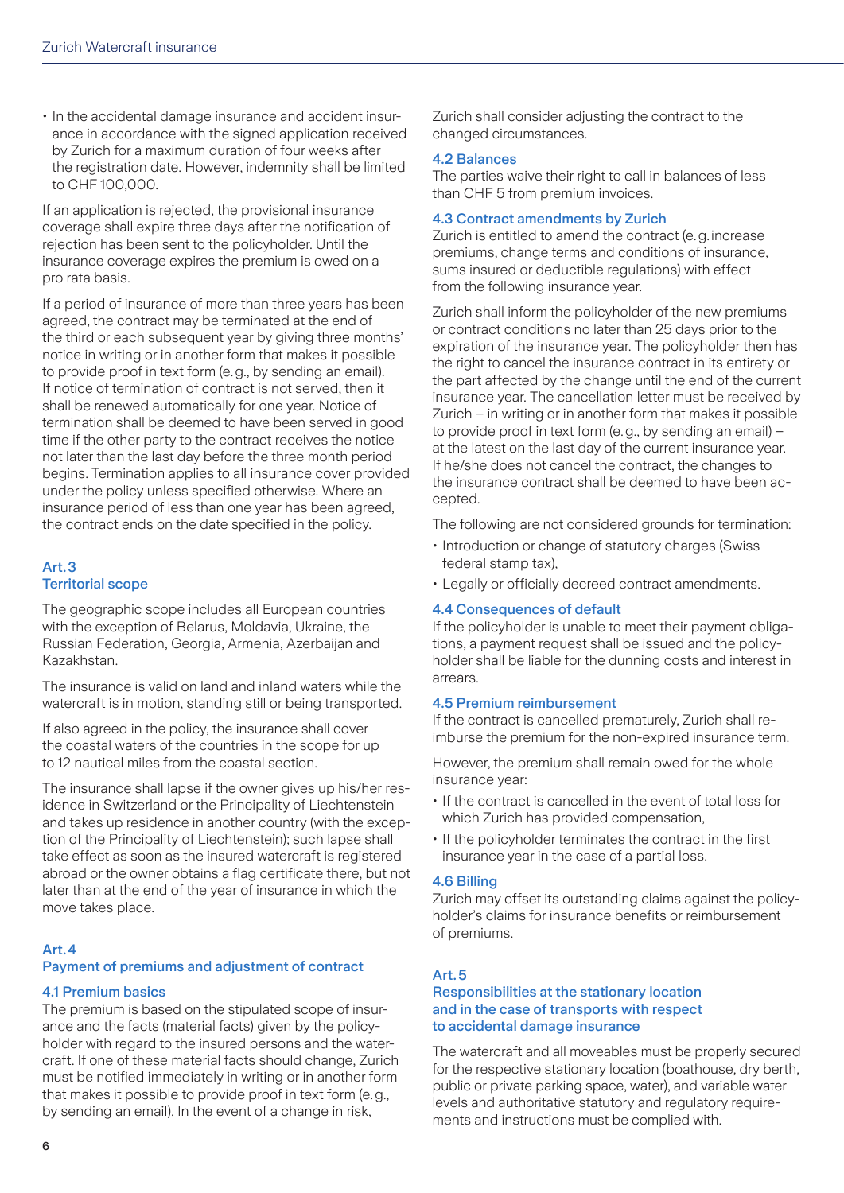- In the accidental damage insurance and accident insurance in accordance with the signed application received by Zurich for a maximum duration of four weeks after the registration date. However, indemnity shall be limited to CHF 100,000.

If an application is rejected, the provisional insurance coverage shall expire three days after the notification of rejection has been sent to the policyholder. Until the insurance coverage expires the premium is owed on a pro rata basis.

If a period of insurance of more than three years has been agreed, the contract may be terminated at the end of the third or each subsequent year by giving three months' notice in writing or in another form that makes it possible to provide proof in text form (e.g., by sending an email). If notice of termination of contract is not served, then it shall be renewed automatically for one year. Notice of termination shall be deemed to have been served in good time if the other party to the contract receives the notice not later than the last day before the three month period begins. Termination applies to all insurance cover provided under the policy unless specified otherwise. Where an insurance period of less than one year has been agreed, the contract ends on the date specified in the policy.

## Art. 3 Territorial scope

The geographic scope includes all European countries with the exception of Belarus, Moldavia, Ukraine, the Russian Federation, Georgia, Armenia, Azerbaijan and Kazakhstan.

The insurance is valid on land and inland waters while the watercraft is in motion, standing still or being transported.

If also agreed in the policy, the insurance shall cover the coastal waters of the countries in the scope for up to 12 nautical miles from the coastal section.

The insurance shall lapse if the owner gives up his/her residence in Switzerland or the Principality of Liechtenstein and takes up residence in another country (with the exception of the Principality of Liechtenstein); such lapse shall take effect as soon as the insured watercraft is registered abroad or the owner obtains a flag certificate there, but not later than at the end of the year of insurance in which the move takes place.

## Art. 4 Payment of premiums and adjustment of contract

### 4.1 Premium basics

The premium is based on the stipulated scope of insurance and the facts (material facts) given by the policyholder with regard to the insured persons and the watercraft. If one of these material facts should change, Zurich must be notified immediately in writing or in another form that makes it possible to provide proof in text form (e.g., by sending an email). In the event of a change in risk, Zurich shall consider adjusting the contract to the changed circumstances.

### 4.2 Balances

The parties waive their right to call in balances of less than CHF 5 from premium invoices.

### 4.3 Contract amendments by Zurich

Zurich is entitled to amend the contract (e.g. increase premiums, change terms and conditions of insurance, sums insured or deductible regulations) with effect from the following insurance year.

Zurich shall inform the policyholder of the new premiums or contract conditions no later than 25 days prior to the expiration of the insurance year. The policyholder then has the right to cancel the insurance contract in its entirety or the part affected by the change until the end of the current insurance year. The cancellation letter must be received by Zurich – in writing or in another form that makes it possible to provide proof in text form (e.g., by sending an email) – at the latest on the last day of the current insurance year. If he/she does not cancel the contract, the changes to the insurance contract shall be deemed to have been accepted.

The following are not considered grounds for termination:

- Introduction or change of statutory charges (Swiss federal stamp tax),
- Legally or officially decreed contract amendments.

### 4.4 Consequences of default

If the policyholder is unable to meet their payment obligations, a payment request shall be issued and the policyholder shall be liable for the dunning costs and interest in arrears.

### 4.5 Premium reimbursement

If the contract is cancelled prematurely, Zurich shall reimburse the premium for the non-expired insurance term.

However, the premium shall remain owed for the whole insurance year:

- If the contract is cancelled in the event of total loss for which Zurich has provided compensation,
- If the policyholder terminates the contract in the first insurance year in the case of a partial loss.

### 4.6 Billing

Zurich may offset its outstanding claims against the policyholder's claims for insurance benefits or reimbursement of premiums.

## Art. 5 Responsibilities at the stationary location and in the case of transports with respect to accidental damage insurance

The watercraft and all moveables must be properly secured for the respective stationary location (boathouse, dry berth, public or private parking space, water), and variable water levels and authoritative statutory and regulatory requirements and instructions must be complied with.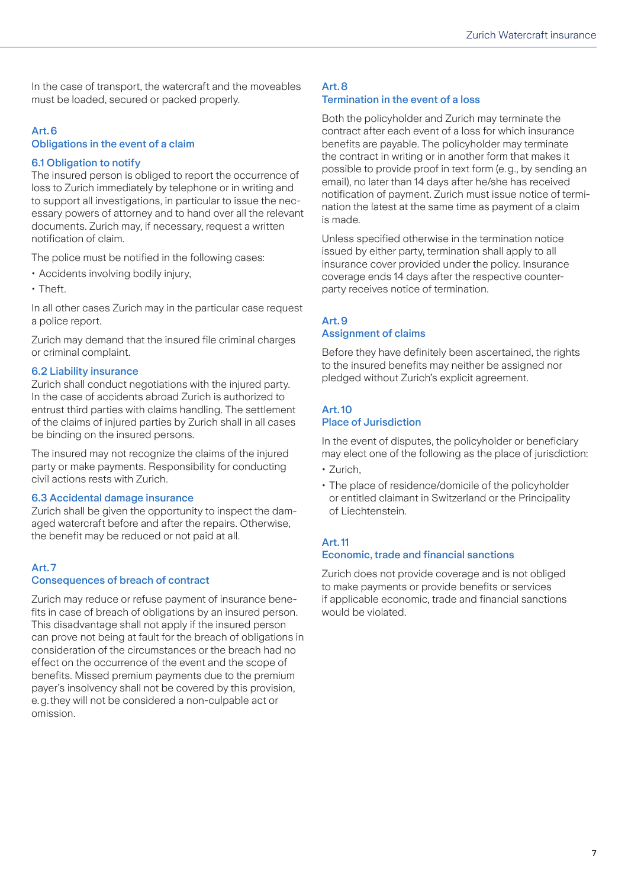In the case of transport, the watercraft and the moveables must be loaded, secured or packed properly.

## Art. 6
## Obligations in the event of a claim

### 6.1 Obligation to notify

The insured person is obliged to report the occurrence of loss to Zurich immediately by telephone or in writing and to support all investigations, in particular to issue the necessary powers of attorney and to hand over all the relevant documents. Zurich may, if necessary, request a written notification of claim.

The police must be notified in the following cases:

- Accidents involving bodily injury,
- Theft.

In all other cases Zurich may in the particular case request a police report.

Zurich may demand that the insured file criminal charges or criminal complaint.

### 6.2 Liability insurance

Zurich shall conduct negotiations with the injured party. In the case of accidents abroad Zurich is authorized to entrust third parties with claims handling. The settlement of the claims of injured parties by Zurich shall in all cases be binding on the insured persons.

The insured may not recognize the claims of the injured party or make payments. Responsibility for conducting civil actions rests with Zurich.

### 6.3 Accidental damage insurance

Zurich shall be given the opportunity to inspect the damaged watercraft before and after the repairs. Otherwise, the benefit may be reduced or not paid at all.

## Art. 7
## Consequences of breach of contract

Zurich may reduce or refuse payment of insurance benefits in case of breach of obligations by an insured person. This disadvantage shall not apply if the insured person can prove not being at fault for the breach of obligations in consideration of the circumstances or the breach had no effect on the occurrence of the event and the scope of benefits. Missed premium payments due to the premium payer's insolvency shall not be covered by this provision, e. g. they will not be considered a non-culpable act or omission.

## Art. 8
## Termination in the event of a loss

Both the policyholder and Zurich may terminate the contract after each event of a loss for which insurance benefits are payable. The policyholder may terminate the contract in writing or in another form that makes it possible to provide proof in text form (e. g., by sending an email), no later than 14 days after he/she has received notification of payment. Zurich must issue notice of termination the latest at the same time as payment of a claim is made.

Unless specified otherwise in the termination notice issued by either party, termination shall apply to all insurance cover provided under the policy. Insurance coverage ends 14 days after the respective counterparty receives notice of termination.

## Art. 9
## Assignment of claims

Before they have definitely been ascertained, the rights to the insured benefits may neither be assigned nor pledged without Zurich's explicit agreement.

## Art. 10
## Place of Jurisdiction

In the event of disputes, the policyholder or beneficiary may elect one of the following as the place of jurisdiction:

- Zurich,
- The place of residence/domicile of the policyholder or entitled claimant in Switzerland or the Principality of Liechtenstein.

## Art. 11
## Economic, trade and financial sanctions

Zurich does not provide coverage and is not obliged to make payments or provide benefits or services if applicable economic, trade and financial sanctions would be violated.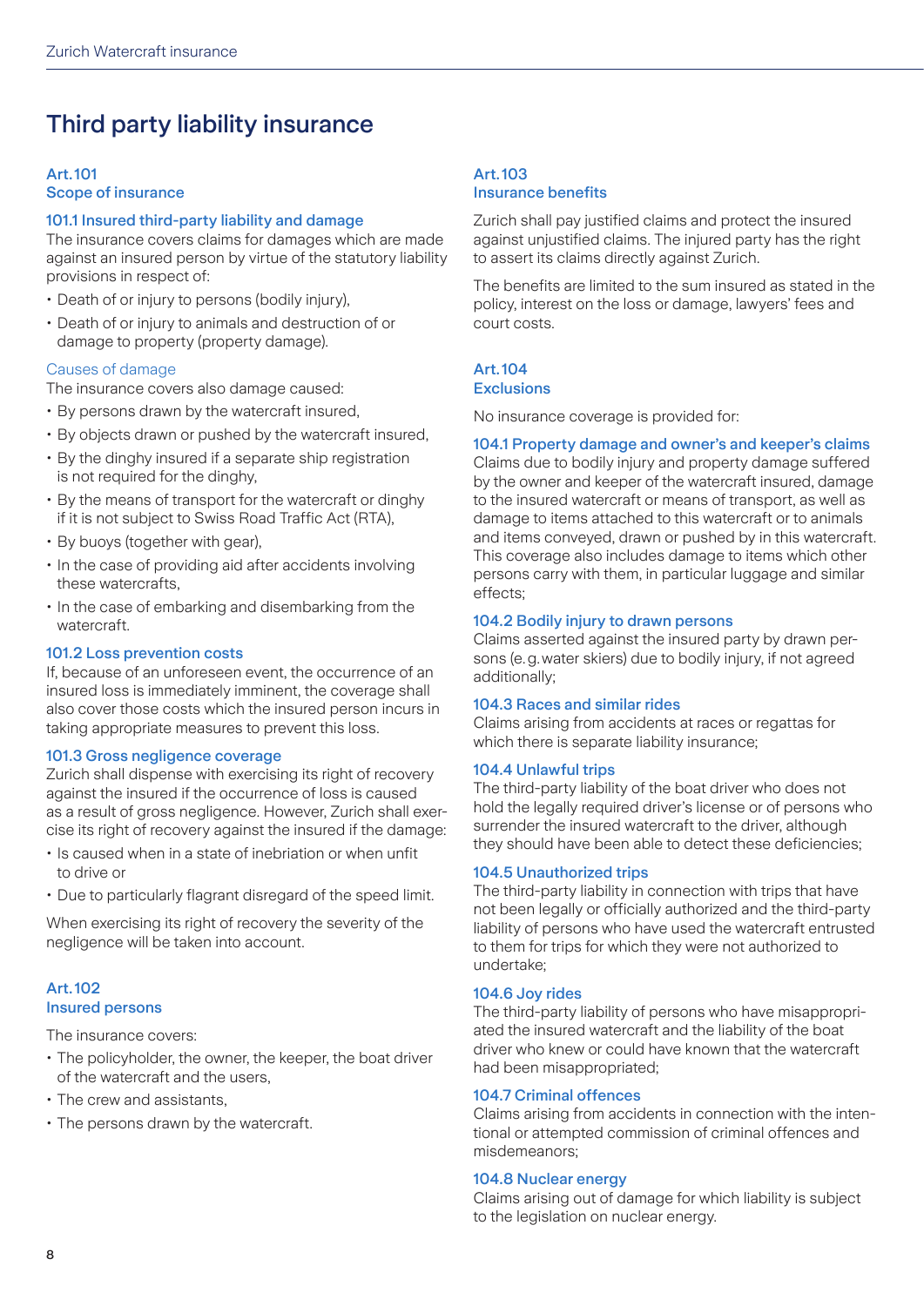# Third party liability insurance

## Art. 101
## Scope of insurance

### 101.1 Insured third-party liability and damage

The insurance covers claims for damages which are made against an insured person by virtue of the statutory liability provisions in respect of:

- Death of or injury to persons (bodily injury),
- Death of or injury to animals and destruction of or damage to property (property damage).

#### Causes of damage

The insurance covers also damage caused:

- By persons drawn by the watercraft insured,
- By objects drawn or pushed by the watercraft insured,
- By the dinghy insured if a separate ship registration is not required for the dinghy,
- By the means of transport for the watercraft or dinghy if it is not subject to Swiss Road Traffic Act (RTA),
- By buoys (together with gear),
- In the case of providing aid after accidents involving these watercrafts,
- In the case of embarking and disembarking from the watercraft.

### 101.2 Loss prevention costs

If, because of an unforeseen event, the occurrence of an insured loss is immediately imminent, the coverage shall also cover those costs which the insured person incurs in taking appropriate measures to prevent this loss.

### 101.3 Gross negligence coverage

Zurich shall dispense with exercising its right of recovery against the insured if the occurrence of loss is caused as a result of gross negligence. However, Zurich shall exercise its right of recovery against the insured if the damage:

- Is caused when in a state of inebriation or when unfit to drive or
- Due to particularly flagrant disregard of the speed limit.

When exercising its right of recovery the severity of the negligence will be taken into account.

## Art. 102
## Insured persons

The insurance covers:

- The policyholder, the owner, the keeper, the boat driver of the watercraft and the users,
- The crew and assistants,
- The persons drawn by the watercraft.

## Art. 103
## Insurance benefits

Zurich shall pay justified claims and protect the insured against unjustified claims. The injured party has the right to assert its claims directly against Zurich.

The benefits are limited to the sum insured as stated in the policy, interest on the loss or damage, lawyers' fees and court costs.

## Art. 104
## Exclusions

No insurance coverage is provided for:

### 104.1 Property damage and owner's and keeper's claims

Claims due to bodily injury and property damage suffered by the owner and keeper of the watercraft insured, damage to the insured watercraft or means of transport, as well as damage to items attached to this watercraft or to animals and items conveyed, drawn or pushed by in this watercraft. This coverage also includes damage to items which other persons carry with them, in particular luggage and similar effects;

### 104.2 Bodily injury to drawn persons

Claims asserted against the insured party by drawn persons (e.g. water skiers) due to bodily injury, if not agreed additionally;

### 104.3 Races and similar rides

Claims arising from accidents at races or regattas for which there is separate liability insurance;

### 104.4 Unlawful trips

The third-party liability of the boat driver who does not hold the legally required driver's license or of persons who surrender the insured watercraft to the driver, although they should have been able to detect these deficiencies;

### 104.5 Unauthorized trips

The third-party liability in connection with trips that have not been legally or officially authorized and the third-party liability of persons who have used the watercraft entrusted to them for trips for which they were not authorized to undertake;

### 104.6 Joy rides

The third-party liability of persons who have misappropriated the insured watercraft and the liability of the boat driver who knew or could have known that the watercraft had been misappropriated;

### 104.7 Criminal offences

Claims arising from accidents in connection with the intentional or attempted commission of criminal offences and misdemeanors;

### 104.8 Nuclear energy

Claims arising out of damage for which liability is subject to the legislation on nuclear energy.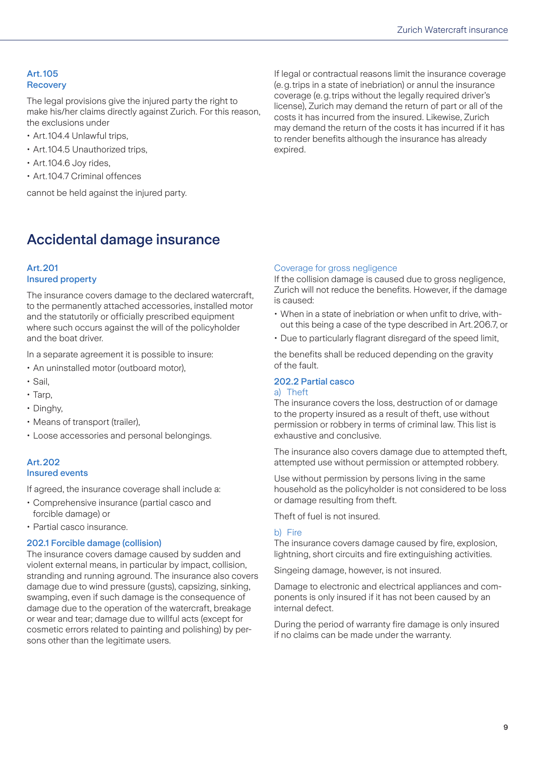### Art. 105
### Recovery

The legal provisions give the injured party the right to make his/her claims directly against Zurich. For this reason, the exclusions under

- Art. 104.4 Unlawful trips,
- Art. 104.5 Unauthorized trips,
- Art. 104.6 Joy rides,
- Art. 104.7 Criminal offences

cannot be held against the injured party.

If legal or contractual reasons limit the insurance coverage (e.g. trips in a state of inebriation) or annul the insurance coverage (e.g. trips without the legally required driver's license), Zurich may demand the return of part or all of the costs it has incurred from the insured. Likewise, Zurich may demand the return of the costs it has incurred if it has to render benefits although the insurance has already expired.

## Accidental damage insurance

### Art. 201
### Insured property

The insurance covers damage to the declared watercraft, to the permanently attached accessories, installed motor and the statutorily or officially prescribed equipment where such occurs against the will of the policyholder and the boat driver.

In a separate agreement it is possible to insure:

- An uninstalled motor (outboard motor),
- Sail,
- Tarp,
- Dinghy,
- Means of transport (trailer),
- Loose accessories and personal belongings.

### Art. 202
### Insured events

If agreed, the insurance coverage shall include a:

- Comprehensive insurance (partial casco and forcible damage) or
- Partial casco insurance.

#### 202.1 Forcible damage (collision)

The insurance covers damage caused by sudden and violent external means, in particular by impact, collision, stranding and running aground. The insurance also covers damage due to wind pressure (gusts), capsizing, sinking, swamping, even if such damage is the consequence of damage due to the operation of the watercraft, breakage or wear and tear; damage due to willful acts (except for cosmetic errors related to painting and polishing) by persons other than the legitimate users.

#### Coverage for gross negligence

If the collision damage is caused due to gross negligence, Zurich will not reduce the benefits. However, if the damage is caused:

- When in a state of inebriation or when unfit to drive, without this being a case of the type described in Art. 206.7, or
- Due to particularly flagrant disregard of the speed limit,

the benefits shall be reduced depending on the gravity of the fault.

#### 202.2 Partial casco

##### a) Theft

The insurance covers the loss, destruction of or damage to the property insured as a result of theft, use without permission or robbery in terms of criminal law. This list is exhaustive and conclusive.

The insurance also covers damage due to attempted theft, attempted use without permission or attempted robbery.

Use without permission by persons living in the same household as the policyholder is not considered to be loss or damage resulting from theft.

Theft of fuel is not insured.

##### b) Fire

The insurance covers damage caused by fire, explosion, lightning, short circuits and fire extinguishing activities.

Singeing damage, however, is not insured.

Damage to electronic and electrical appliances and components is only insured if it has not been caused by an internal defect.

During the period of warranty fire damage is only insured if no claims can be made under the warranty.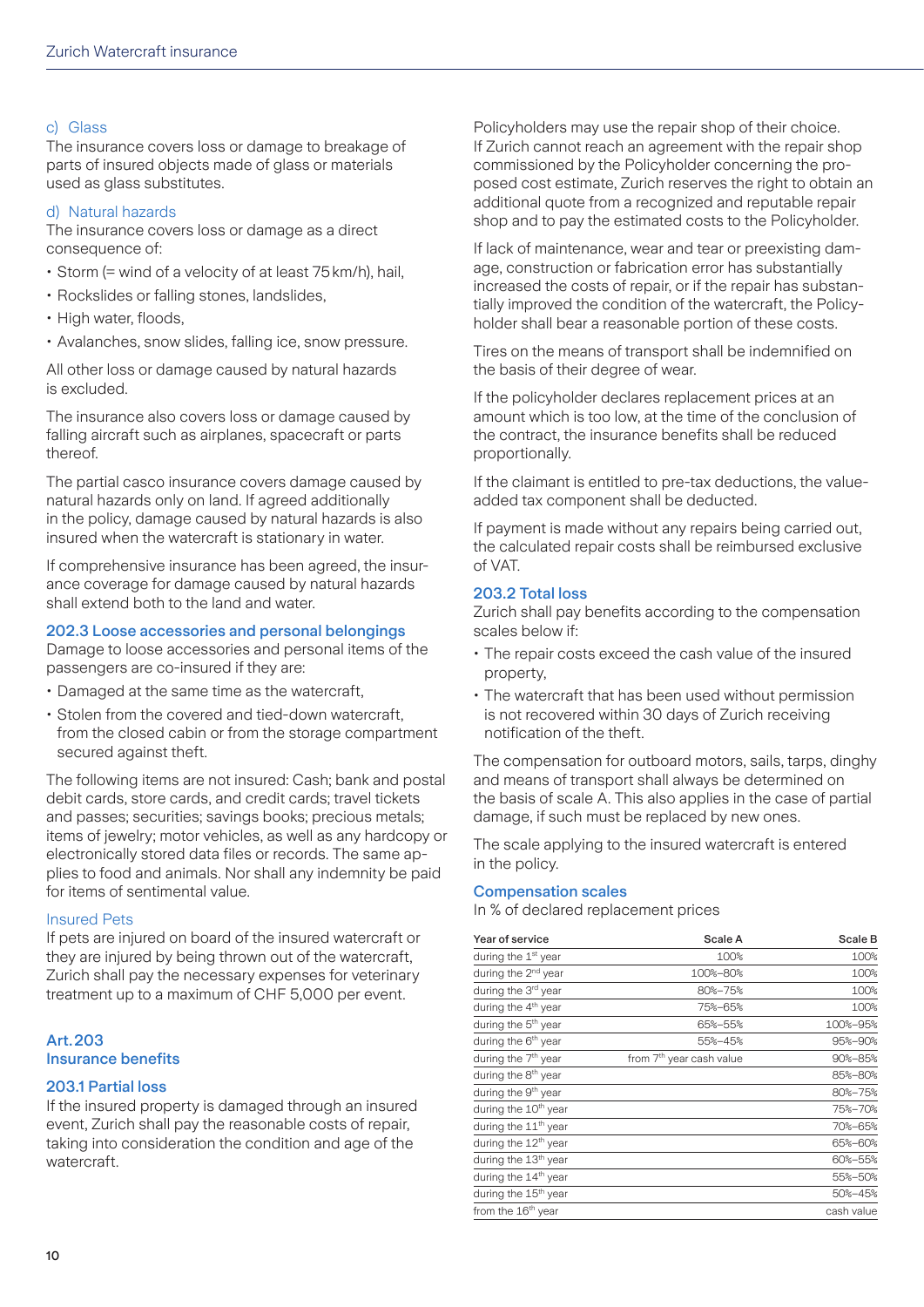c) Glass

The insurance covers loss or damage to breakage of parts of insured objects made of glass or materials used as glass substitutes.

d) Natural hazards

The insurance covers loss or damage as a direct consequence of:

- Storm (= wind of a velocity of at least 75 km/h), hail,
- Rockslides or falling stones, landslides,
- High water, floods,
- Avalanches, snow slides, falling ice, snow pressure.

All other loss or damage caused by natural hazards is excluded.

The insurance also covers loss or damage caused by falling aircraft such as airplanes, spacecraft or parts thereof.

The partial casco insurance covers damage caused by natural hazards only on land. If agreed additionally in the policy, damage caused by natural hazards is also insured when the watercraft is stationary in water.

If comprehensive insurance has been agreed, the insurance coverage for damage caused by natural hazards shall extend both to the land and water.

### 202.3 Loose accessories and personal belongings

Damage to loose accessories and personal items of the passengers are co-insured if they are:

- Damaged at the same time as the watercraft,
- Stolen from the covered and tied-down watercraft, from the closed cabin or from the storage compartment secured against theft.

The following items are not insured: Cash; bank and postal debit cards, store cards, and credit cards; travel tickets and passes; securities; savings books; precious metals; items of jewelry; motor vehicles, as well as any hardcopy or electronically stored data files or records. The same applies to food and animals. Nor shall any indemnity be paid for items of sentimental value.

Insured Pets

If pets are injured on board of the insured watercraft or they are injured by being thrown out of the watercraft, Zurich shall pay the necessary expenses for veterinary treatment up to a maximum of CHF 5,000 per event.

## Art. 203 Insurance benefits

### 203.1 Partial loss

If the insured property is damaged through an insured event, Zurich shall pay the reasonable costs of repair, taking into consideration the condition and age of the watercraft.

Policyholders may use the repair shop of their choice. If Zurich cannot reach an agreement with the repair shop commissioned by the Policyholder concerning the proposed cost estimate, Zurich reserves the right to obtain an additional quote from a recognized and reputable repair shop and to pay the estimated costs to the Policyholder.

If lack of maintenance, wear and tear or preexisting damage, construction or fabrication error has substantially increased the costs of repair, or if the repair has substantially improved the condition of the watercraft, the Policyholder shall bear a reasonable portion of these costs.

Tires on the means of transport shall be indemnified on the basis of their degree of wear.

If the policyholder declares replacement prices at an amount which is too low, at the time of the conclusion of the contract, the insurance benefits shall be reduced proportionally.

If the claimant is entitled to pre-tax deductions, the value-added tax component shall be deducted.

If payment is made without any repairs being carried out, the calculated repair costs shall be reimbursed exclusive of VAT.

### 203.2 Total loss

Zurich shall pay benefits according to the compensation scales below if:

- The repair costs exceed the cash value of the insured property,
- The watercraft that has been used without permission is not recovered within 30 days of Zurich receiving notification of the theft.

The compensation for outboard motors, sails, tarps, dinghy and means of transport shall always be determined on the basis of scale A. This also applies in the case of partial damage, if such must be replaced by new ones.

The scale applying to the insured watercraft is entered in the policy.

### Compensation scales

In % of declared replacement prices

| Year of service | Scale A | Scale B |
|---|---|---|
| during the 1st year | 100% | 100% |
| during the 2nd year | 100%–80% | 100% |
| during the 3rd year | 80%–75% | 100% |
| during the 4th year | 75%–65% | 100% |
| during the 5th year | 65%–55% | 100%–95% |
| during the 6th year | 55%–45% | 95%–90% |
| during the 7th year | from 7th year cash value | 90%–85% |
| during the 8th year | | 85%–80% |
| during the 9th year | | 80%–75% |
| during the 10th year | | 75%–70% |
| during the 11th year | | 70%–65% |
| during the 12th year | | 65%–60% |
| during the 13th year | | 60%–55% |
| during the 14th year | | 55%–50% |
| during the 15th year | | 50%–45% |
| from the 16th year | | cash value |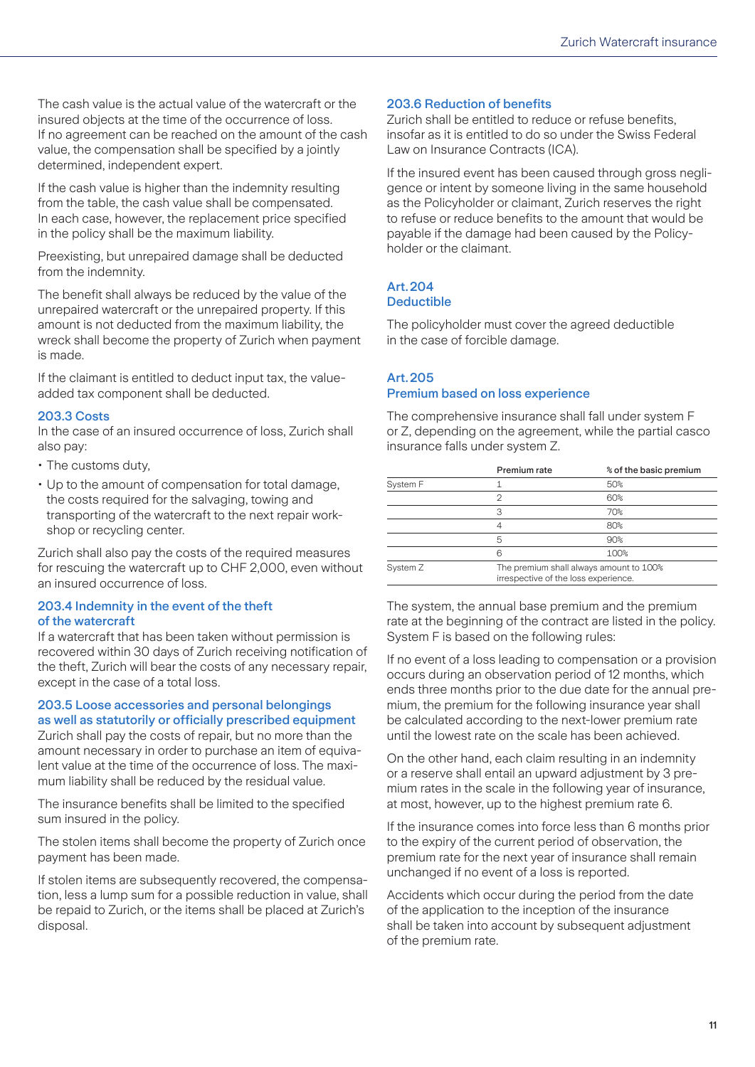The cash value is the actual value of the watercraft or the insured objects at the time of the occurrence of loss. If no agreement can be reached on the amount of the cash value, the compensation shall be specified by a jointly determined, independent expert.

If the cash value is higher than the indemnity resulting from the table, the cash value shall be compensated. In each case, however, the replacement price specified in the policy shall be the maximum liability.

Preexisting, but unrepaired damage shall be deducted from the indemnity.

The benefit shall always be reduced by the value of the unrepaired watercraft or the unrepaired property. If this amount is not deducted from the maximum liability, the wreck shall become the property of Zurich when payment is made.

If the claimant is entitled to deduct input tax, the value-added tax component shall be deducted.

### 203.3 Costs

In the case of an insured occurrence of loss, Zurich shall also pay:

- The customs duty,
- Up to the amount of compensation for total damage, the costs required for the salvaging, towing and transporting of the watercraft to the next repair workshop or recycling center.

Zurich shall also pay the costs of the required measures for rescuing the watercraft up to CHF 2,000, even without an insured occurrence of loss.

### 203.4 Indemnity in the event of the theft of the watercraft

If a watercraft that has been taken without permission is recovered within 30 days of Zurich receiving notification of the theft, Zurich will bear the costs of any necessary repair, except in the case of a total loss.

### 203.5 Loose accessories and personal belongings as well as statutorily or officially prescribed equipment

Zurich shall pay the costs of repair, but no more than the amount necessary in order to purchase an item of equivalent value at the time of the occurrence of loss. The maximum liability shall be reduced by the residual value.

The insurance benefits shall be limited to the specified sum insured in the policy.

The stolen items shall become the property of Zurich once payment has been made.

If stolen items are subsequently recovered, the compensation, less a lump sum for a possible reduction in value, shall be repaid to Zurich, or the items shall be placed at Zurich's disposal.

### 203.6 Reduction of benefits

Zurich shall be entitled to reduce or refuse benefits, insofar as it is entitled to do so under the Swiss Federal Law on Insurance Contracts (ICA).

If the insured event has been caused through gross negligence or intent by someone living in the same household as the Policyholder or claimant, Zurich reserves the right to refuse or reduce benefits to the amount that would be payable if the damage had been caused by the Policyholder or the claimant.

## Art. 204 Deductible

The policyholder must cover the agreed deductible in the case of forcible damage.

## Art. 205 Premium based on loss experience

The comprehensive insurance shall fall under system F or Z, depending on the agreement, while the partial casco insurance falls under system Z.

| | Premium rate | % of the basic premium |
|---|---|---|
| System F | 1 | 50% |
| | 2 | 60% |
| | 3 | 70% |
| | 4 | 80% |
| | 5 | 90% |
| | 6 | 100% |
| System Z | The premium shall always amount to 100% irrespective of the loss experience. | |

The system, the annual base premium and the premium rate at the beginning of the contract are listed in the policy. System F is based on the following rules:

If no event of a loss leading to compensation or a provision occurs during an observation period of 12 months, which ends three months prior to the due date for the annual premium, the premium for the following insurance year shall be calculated according to the next-lower premium rate until the lowest rate on the scale has been achieved.

On the other hand, each claim resulting in an indemnity or a reserve shall entail an upward adjustment by 3 premium rates in the scale in the following year of insurance, at most, however, up to the highest premium rate 6.

If the insurance comes into force less than 6 months prior to the expiry of the current period of observation, the premium rate for the next year of insurance shall remain unchanged if no event of a loss is reported.

Accidents which occur during the period from the date of the application to the inception of the insurance shall be taken into account by subsequent adjustment of the premium rate.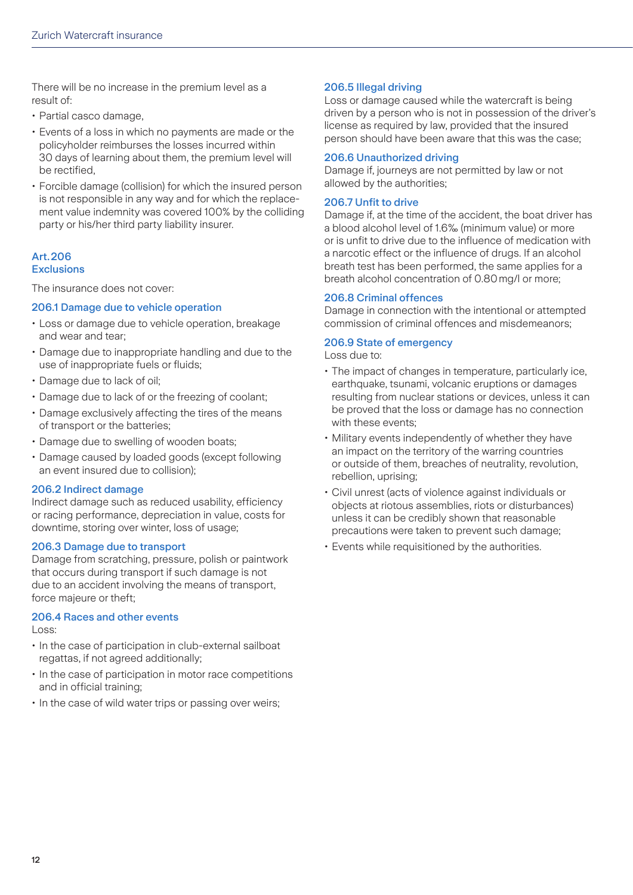There will be no increase in the premium level as a result of:

- Partial casco damage,
- Events of a loss in which no payments are made or the policyholder reimburses the losses incurred within 30 days of learning about them, the premium level will be rectified,
- Forcible damage (collision) for which the insured person is not responsible in any way and for which the replacement value indemnity was covered 100% by the colliding party or his/her third party liability insurer.

## Art. 206 Exclusions

The insurance does not cover:

### 206.1 Damage due to vehicle operation

- Loss or damage due to vehicle operation, breakage and wear and tear;
- Damage due to inappropriate handling and due to the use of inappropriate fuels or fluids;
- Damage due to lack of oil;
- Damage due to lack of or the freezing of coolant;
- Damage exclusively affecting the tires of the means of transport or the batteries;
- Damage due to swelling of wooden boats;
- Damage caused by loaded goods (except following an event insured due to collision);

### 206.2 Indirect damage

Indirect damage such as reduced usability, efficiency or racing performance, depreciation in value, costs for downtime, storing over winter, loss of usage;

### 206.3 Damage due to transport

Damage from scratching, pressure, polish or paintwork that occurs during transport if such damage is not due to an accident involving the means of transport, force majeure or theft;

### 206.4 Races and other events

Loss:

- In the case of participation in club-external sailboat regattas, if not agreed additionally;
- In the case of participation in motor race competitions and in official training;
- In the case of wild water trips or passing over weirs;

### 206.5 Illegal driving

Loss or damage caused while the watercraft is being driven by a person who is not in possession of the driver's license as required by law, provided that the insured person should have been aware that this was the case;

### 206.6 Unauthorized driving

Damage if, journeys are not permitted by law or not allowed by the authorities;

### 206.7 Unfit to drive

Damage if, at the time of the accident, the boat driver has a blood alcohol level of 1.6‰ (minimum value) or more or is unfit to drive due to the influence of medication with a narcotic effect or the influence of drugs. If an alcohol breath test has been performed, the same applies for a breath alcohol concentration of 0.80 mg/l or more;

### 206.8 Criminal offences

Damage in connection with the intentional or attempted commission of criminal offences and misdemeanors;

### 206.9 State of emergency

Loss due to:

- The impact of changes in temperature, particularly ice, earthquake, tsunami, volcanic eruptions or damages resulting from nuclear stations or devices, unless it can be proved that the loss or damage has no connection with these events;
- Military events independently of whether they have an impact on the territory of the warring countries or outside of them, breaches of neutrality, revolution, rebellion, uprising;
- Civil unrest (acts of violence against individuals or objects at riotous assemblies, riots or disturbances) unless it can be credibly shown that reasonable precautions were taken to prevent such damage;
- Events while requisitioned by the authorities.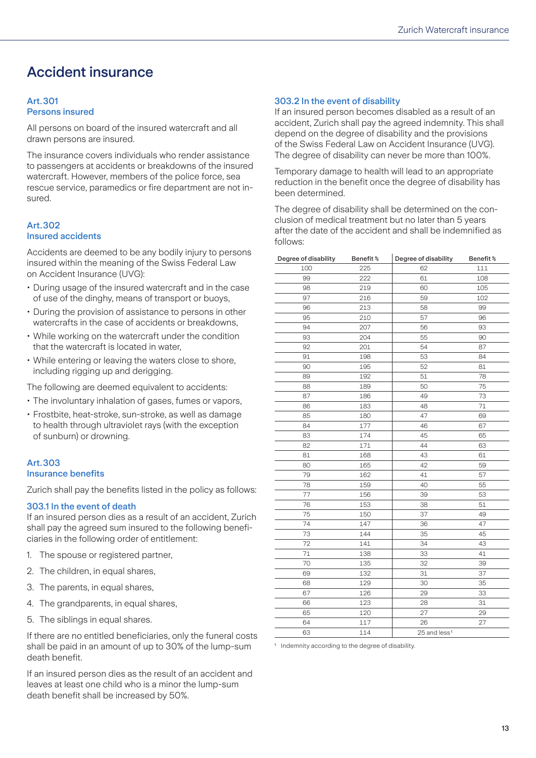# Accident insurance

### Art. 301
### Persons insured

All persons on board of the insured watercraft and all drawn persons are insured.

The insurance covers individuals who render assistance to passengers at accidents or breakdowns of the insured watercraft. However, members of the police force, sea rescue service, paramedics or fire department are not insured.

### Art. 302
### Insured accidents

Accidents are deemed to be any bodily injury to persons insured within the meaning of the Swiss Federal Law on Accident Insurance (UVG):

- During usage of the insured watercraft and in the case of use of the dinghy, means of transport or buoys,
- During the provision of assistance to persons in other watercrafts in the case of accidents or breakdowns,
- While working on the watercraft under the condition that the watercraft is located in water,
- While entering or leaving the waters close to shore, including rigging up and derigging.

The following are deemed equivalent to accidents:

- The involuntary inhalation of gases, fumes or vapors,
- Frostbite, heat-stroke, sun-stroke, as well as damage to health through ultraviolet rays (with the exception of sunburn) or drowning.

### Art. 303
### Insurance benefits

Zurich shall pay the benefits listed in the policy as follows:

#### 303.1 In the event of death

If an insured person dies as a result of an accident, Zurich shall pay the agreed sum insured to the following beneficiaries in the following order of entitlement:

1. The spouse or registered partner,
2. The children, in equal shares,
3. The parents, in equal shares,
4. The grandparents, in equal shares,
5. The siblings in equal shares.

If there are no entitled beneficiaries, only the funeral costs shall be paid in an amount of up to 30% of the lump-sum death benefit.

If an insured person dies as the result of an accident and leaves at least one child who is a minor the lump-sum death benefit shall be increased by 50%.

#### 303.2 In the event of disability

If an insured person becomes disabled as a result of an accident, Zurich shall pay the agreed indemnity. This shall depend on the degree of disability and the provisions of the Swiss Federal Law on Accident Insurance (UVG). The degree of disability can never be more than 100%.

Temporary damage to health will lead to an appropriate reduction in the benefit once the degree of disability has been determined.

The degree of disability shall be determined on the conclusion of medical treatment but no later than 5 years after the date of the accident and shall be indemnified as follows:

| Degree of disability | Benefit % | Degree of disability | Benefit % |
|---|---|---|---|
| 100 | 225 | 62 | 111 |
| 99 | 222 | 61 | 108 |
| 98 | 219 | 60 | 105 |
| 97 | 216 | 59 | 102 |
| 96 | 213 | 58 | 99 |
| 95 | 210 | 57 | 96 |
| 94 | 207 | 56 | 93 |
| 93 | 204 | 55 | 90 |
| 92 | 201 | 54 | 87 |
| 91 | 198 | 53 | 84 |
| 90 | 195 | 52 | 81 |
| 89 | 192 | 51 | 78 |
| 88 | 189 | 50 | 75 |
| 87 | 186 | 49 | 73 |
| 86 | 183 | 48 | 71 |
| 85 | 180 | 47 | 69 |
| 84 | 177 | 46 | 67 |
| 83 | 174 | 45 | 65 |
| 82 | 171 | 44 | 63 |
| 81 | 168 | 43 | 61 |
| 80 | 165 | 42 | 59 |
| 79 | 162 | 41 | 57 |
| 78 | 159 | 40 | 55 |
| 77 | 156 | 39 | 53 |
| 76 | 153 | 38 | 51 |
| 75 | 150 | 37 | 49 |
| 74 | 147 | 36 | 47 |
| 73 | 144 | 35 | 45 |
| 72 | 141 | 34 | 43 |
| 71 | 138 | 33 | 41 |
| 70 | 135 | 32 | 39 |
| 69 | 132 | 31 | 37 |
| 68 | 129 | 30 | 35 |
| 67 | 126 | 29 | 33 |
| 66 | 123 | 28 | 31 |
| 65 | 120 | 27 | 29 |
| 64 | 117 | 26 | 27 |
| 63 | 114 | 25 and less[1] | |

[1] Indemnity according to the degree of disability.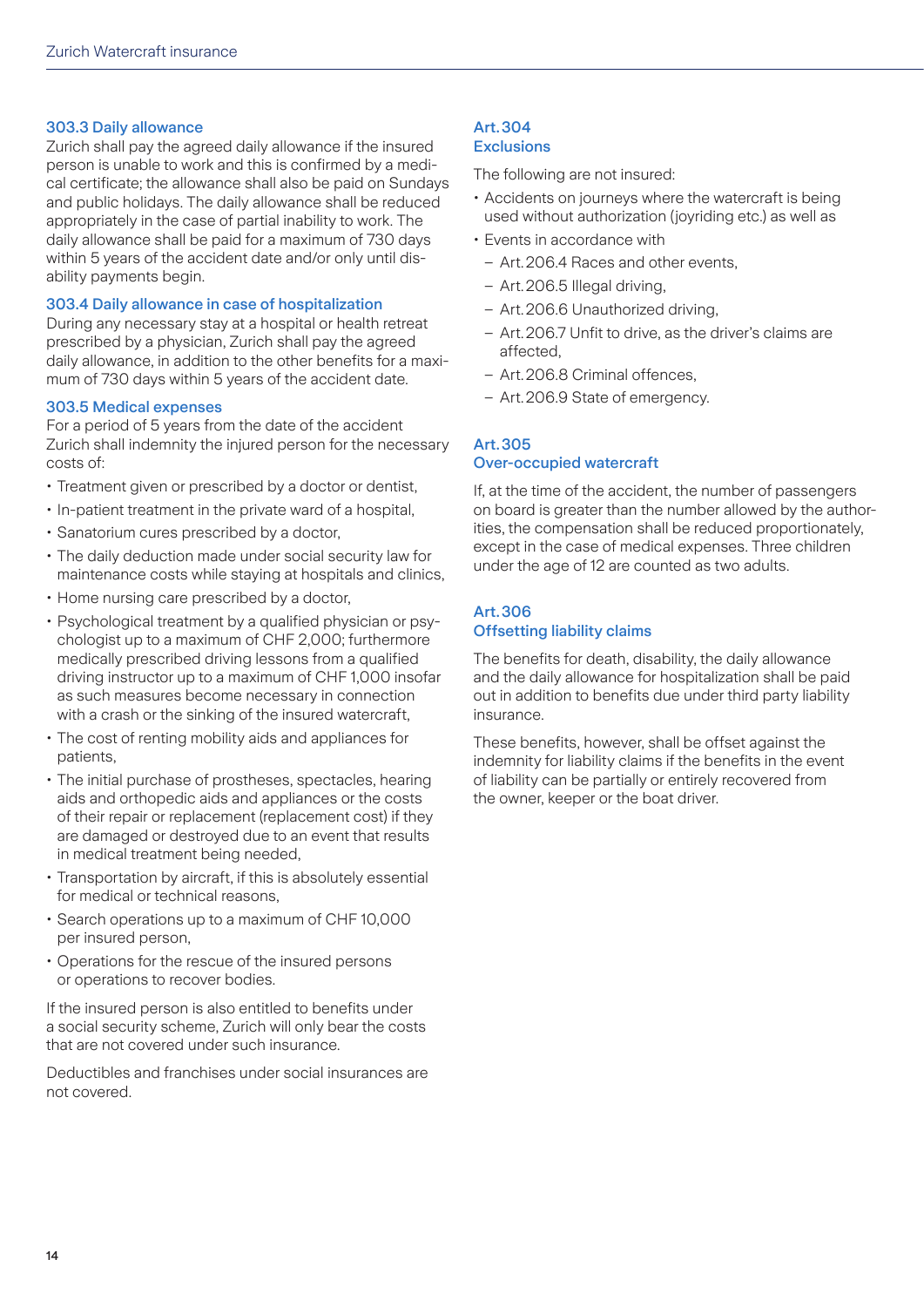#### 303.3 Daily allowance

Zurich shall pay the agreed daily allowance if the insured person is unable to work and this is confirmed by a medical certificate; the allowance shall also be paid on Sundays and public holidays. The daily allowance shall be reduced appropriately in the case of partial inability to work. The daily allowance shall be paid for a maximum of 730 days within 5 years of the accident date and/or only until disability payments begin.

#### 303.4 Daily allowance in case of hospitalization

During any necessary stay at a hospital or health retreat prescribed by a physician, Zurich shall pay the agreed daily allowance, in addition to the other benefits for a maximum of 730 days within 5 years of the accident date.

#### 303.5 Medical expenses

For a period of 5 years from the date of the accident Zurich shall indemnity the injured person for the necessary costs of:

- Treatment given or prescribed by a doctor or dentist,
- In-patient treatment in the private ward of a hospital,
- Sanatorium cures prescribed by a doctor,
- The daily deduction made under social security law for maintenance costs while staying at hospitals and clinics,
- Home nursing care prescribed by a doctor,
- Psychological treatment by a qualified physician or psychologist up to a maximum of CHF 2,000; furthermore medically prescribed driving lessons from a qualified driving instructor up to a maximum of CHF 1,000 insofar as such measures become necessary in connection with a crash or the sinking of the insured watercraft,
- The cost of renting mobility aids and appliances for patients,
- The initial purchase of prostheses, spectacles, hearing aids and orthopedic aids and appliances or the costs of their repair or replacement (replacement cost) if they are damaged or destroyed due to an event that results in medical treatment being needed,
- Transportation by aircraft, if this is absolutely essential for medical or technical reasons,
- Search operations up to a maximum of CHF 10,000 per insured person,
- Operations for the rescue of the insured persons or operations to recover bodies.

If the insured person is also entitled to benefits under a social security scheme, Zurich will only bear the costs that are not covered under such insurance.

Deductibles and franchises under social insurances are not covered.

### Art. 304
### Exclusions

The following are not insured:

- Accidents on journeys where the watercraft is being used without authorization (joyriding etc.) as well as
- Events in accordance with
  - Art. 206.4 Races and other events,
  - Art. 206.5 Illegal driving,
  - Art. 206.6 Unauthorized driving,
  - Art. 206.7 Unfit to drive, as the driver's claims are affected,
  - Art. 206.8 Criminal offences,
  - Art. 206.9 State of emergency.

### Art. 305
### Over-occupied watercraft

If, at the time of the accident, the number of passengers on board is greater than the number allowed by the authorities, the compensation shall be reduced proportionately, except in the case of medical expenses. Three children under the age of 12 are counted as two adults.

### Art. 306
### Offsetting liability claims

The benefits for death, disability, the daily allowance and the daily allowance for hospitalization shall be paid out in addition to benefits due under third party liability insurance.

These benefits, however, shall be offset against the indemnity for liability claims if the benefits in the event of liability can be partially or entirely recovered from the owner, keeper or the boat driver.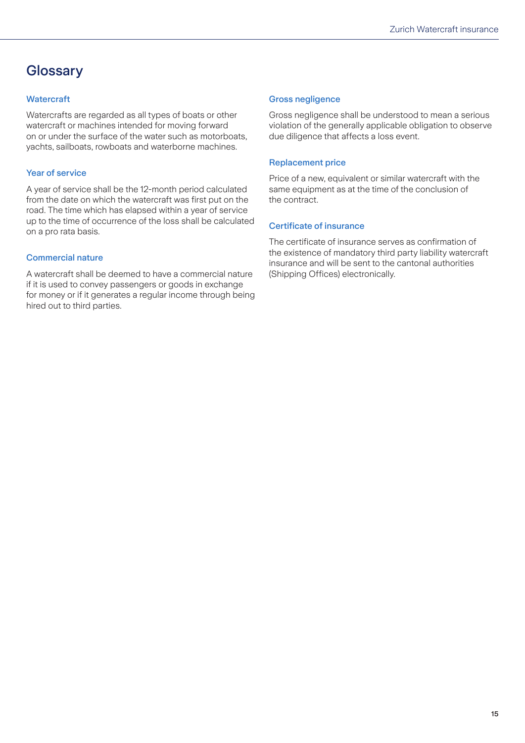# Glossary

### Watercraft

Watercrafts are regarded as all types of boats or other watercraft or machines intended for moving forward on or under the surface of the water such as motorboats, yachts, sailboats, rowboats and waterborne machines.

### Year of service

A year of service shall be the 12-month period calculated from the date on which the watercraft was first put on the road. The time which has elapsed within a year of service up to the time of occurrence of the loss shall be calculated on a pro rata basis.

### Commercial nature

A watercraft shall be deemed to have a commercial nature if it is used to convey passengers or goods in exchange for money or if it generates a regular income through being hired out to third parties.

### Gross negligence

Gross negligence shall be understood to mean a serious violation of the generally applicable obligation to observe due diligence that affects a loss event.

### Replacement price

Price of a new, equivalent or similar watercraft with the same equipment as at the time of the conclusion of the contract.

### Certificate of insurance

The certificate of insurance serves as confirmation of the existence of mandatory third party liability watercraft insurance and will be sent to the cantonal authorities (Shipping Offices) electronically.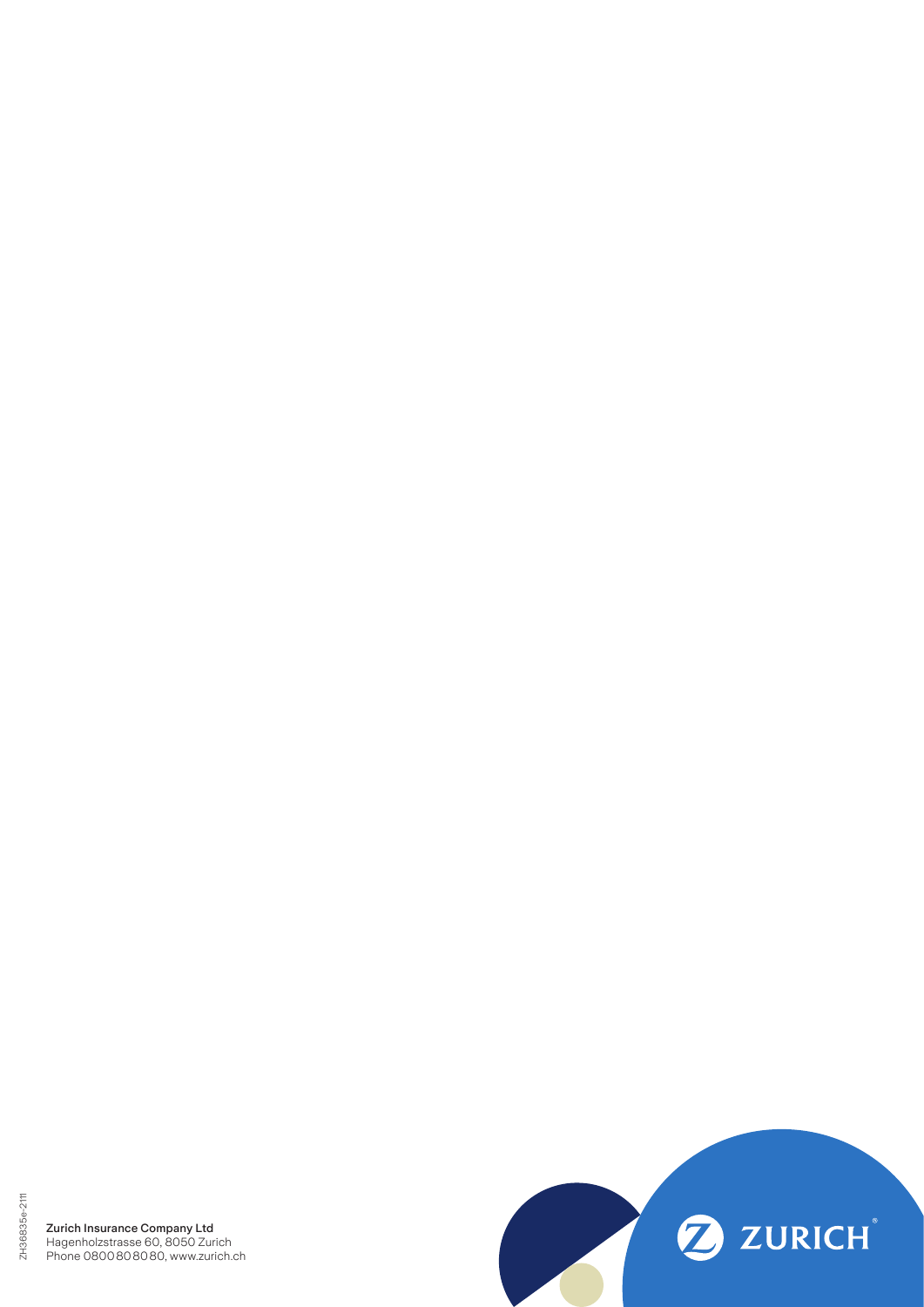ZH36835e-2111

**Zurich Insurance Company Ltd**
Hagenholzstrasse 60, 8050 Zurich
Phone 0800 80 80 80, www.zurich.ch

ZURICH®